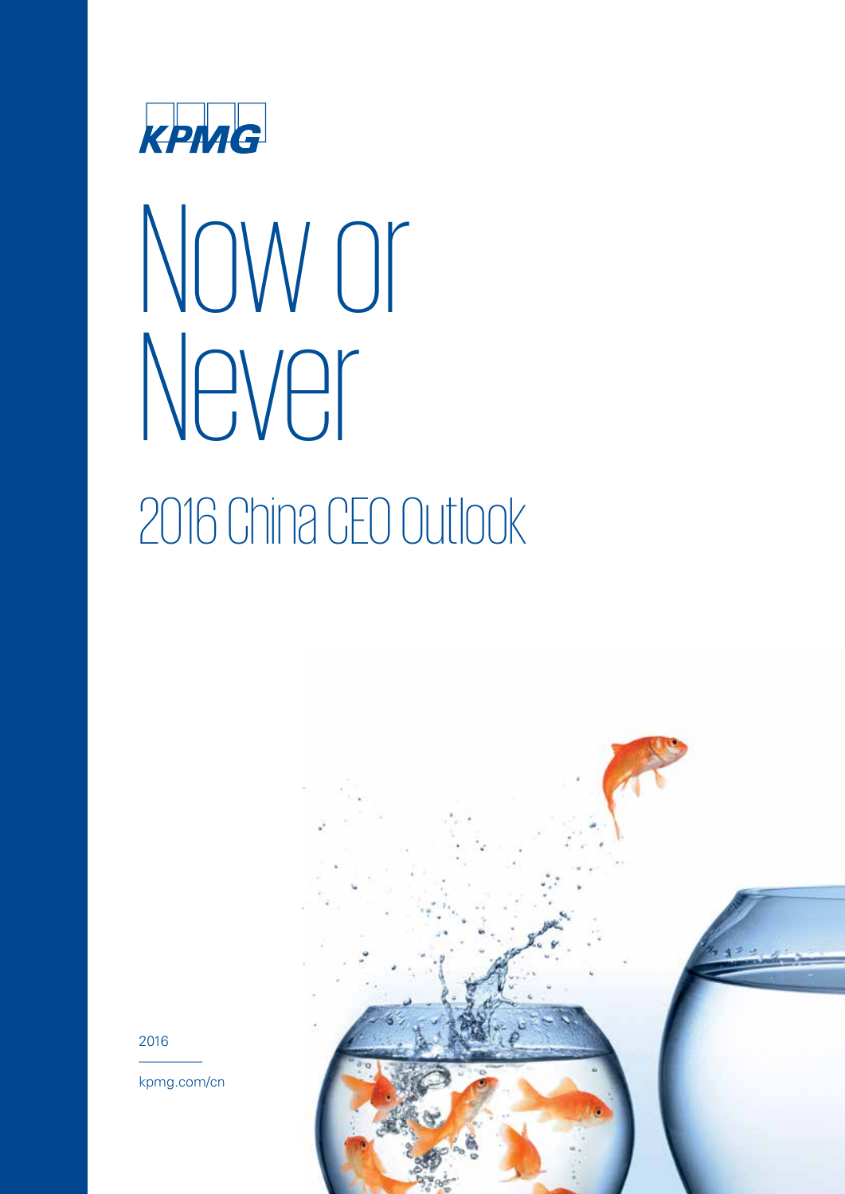KPMG

# Now or Never

## 2016 China CEO Outlook

2016

kpmg.com/cn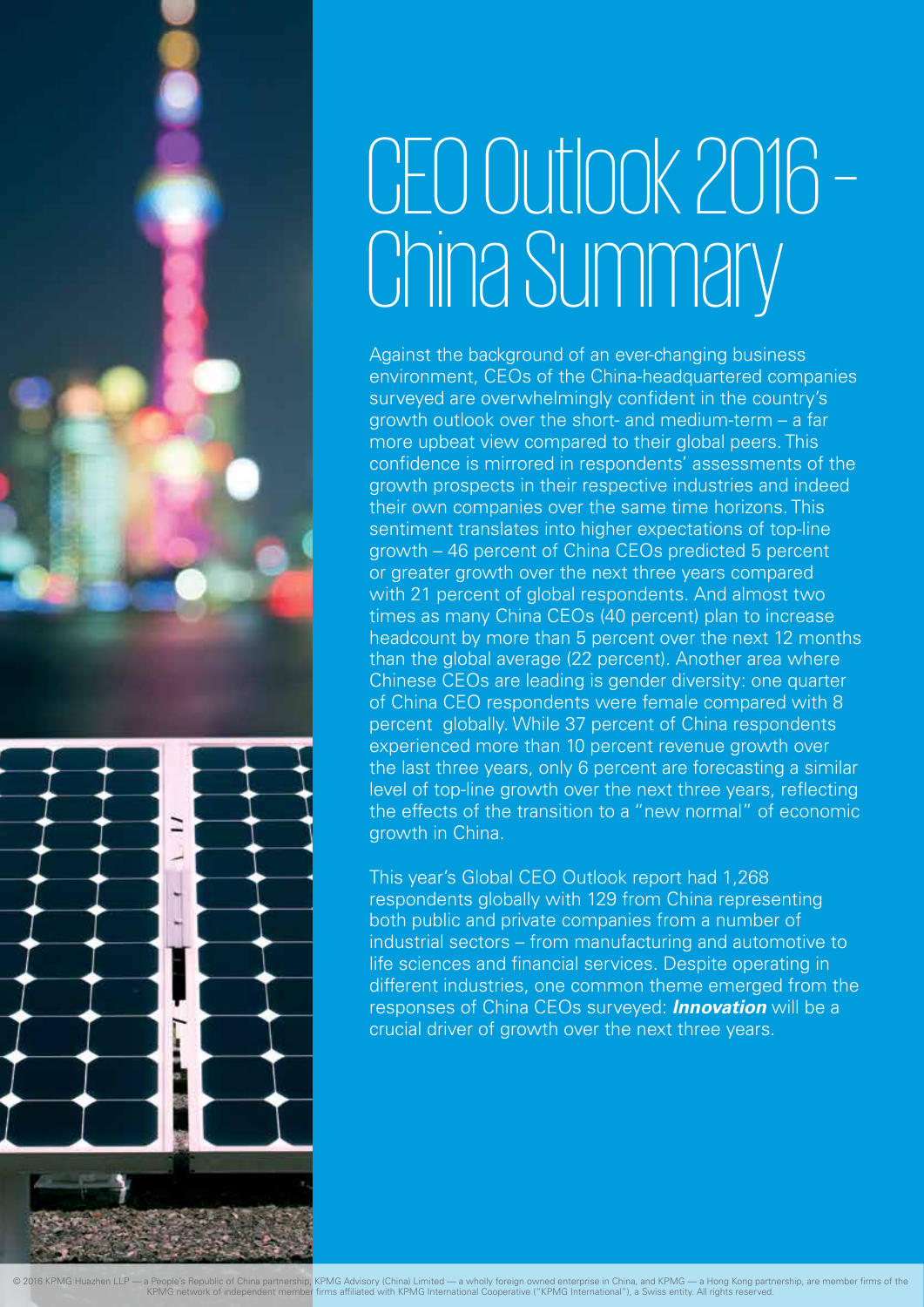# CEO Outlook 2016 – China Summary

Against the background of an ever-changing business environment, CEOs of the China-headquartered companies surveyed are overwhelmingly confident in the country's growth outlook over the short- and medium-term – a far more upbeat view compared to their global peers. This confidence is mirrored in respondents' assessments of the growth prospects in their respective industries and indeed their own companies over the same time horizons. This sentiment translates into higher expectations of top-line growth – 46 percent of China CEOs predicted 5 percent or greater growth over the next three years compared with 21 percent of global respondents. And almost two times as many China CEOs (40 percent) plan to increase headcount by more than 5 percent over the next 12 months than the global average (22 percent). Another area where Chinese CEOs are leading is gender diversity: one quarter of China CEO respondents were female compared with 8 percent globally. While 37 percent of China respondents experienced more than 10 percent revenue growth over the last three years, only 6 percent are forecasting a similar level of top-line growth over the next three years, reflecting the effects of the transition to a "new normal" of economic growth in China.

This year's Global CEO Outlook report had 1,268 respondents globally with 129 from China representing both public and private companies from a number of industrial sectors – from manufacturing and automotive to life sciences and financial services. Despite operating in different industries, one common theme emerged from the responses of China CEOs surveyed: ***Innovation*** will be a crucial driver of growth over the next three years.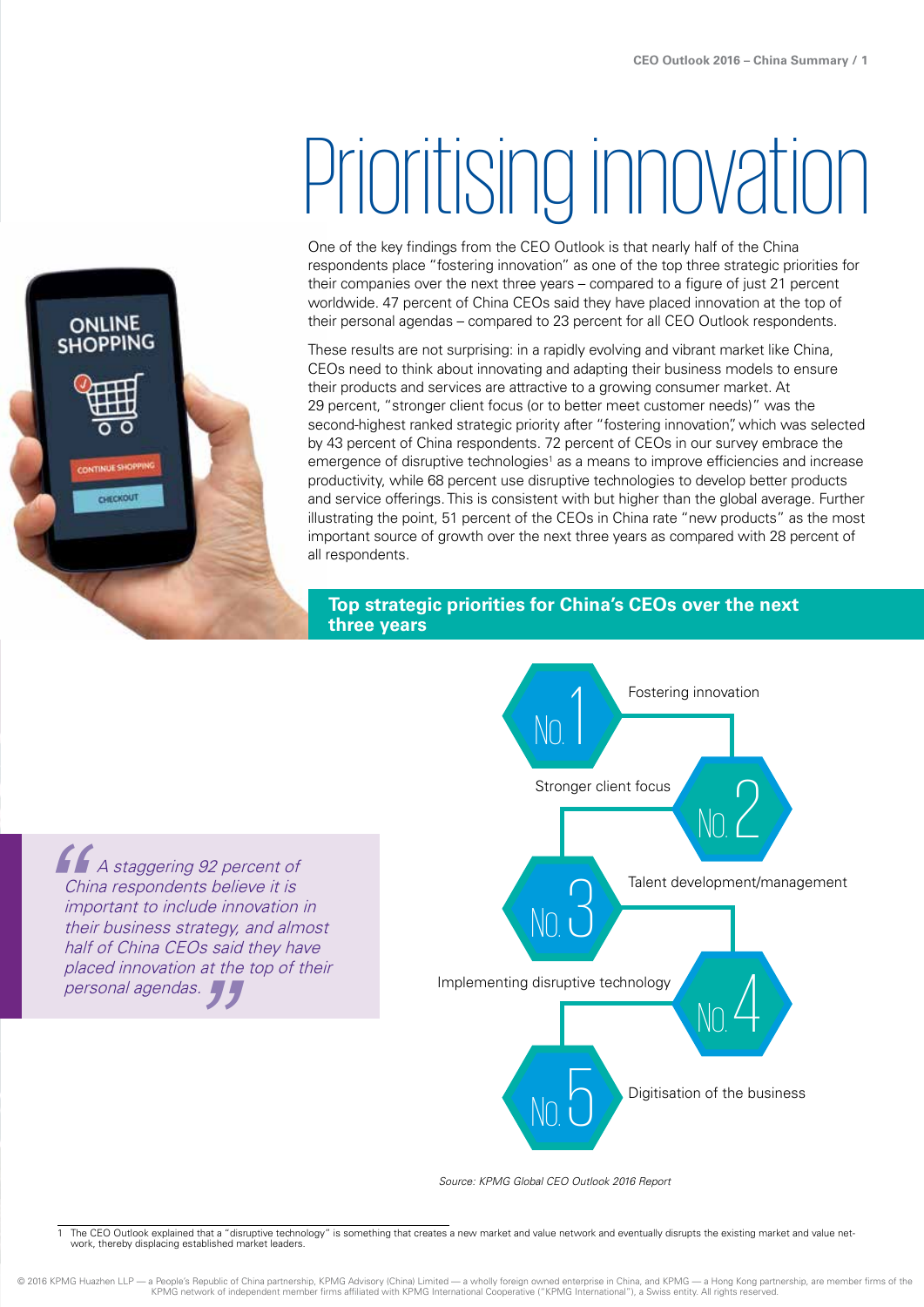# Prioritising innovation

One of the key findings from the CEO Outlook is that nearly half of the China respondents place "fostering innovation" as one of the top three strategic priorities for their companies over the next three years – compared to a figure of just 21 percent worldwide. 47 percent of China CEOs said they have placed innovation at the top of their personal agendas – compared to 23 percent for all CEO Outlook respondents.

These results are not surprising: in a rapidly evolving and vibrant market like China, CEOs need to think about innovating and adapting their business models to ensure their products and services are attractive to a growing consumer market. At 29 percent, "stronger client focus (or to better meet customer needs)" was the second-highest ranked strategic priority after "fostering innovation", which was selected by 43 percent of China respondents. 72 percent of CEOs in our survey embrace the emergence of disruptive technologies[1] as a means to improve efficiencies and increase productivity, while 68 percent use disruptive technologies to develop better products and service offerings. This is consistent with but higher than the global average. Further illustrating the point, 51 percent of the CEOs in China rate "new products" as the most important source of growth over the next three years as compared with 28 percent of all respondents.

> *A staggering 92 percent of China respondents believe it is important to include innovation in their business strategy, and almost half of China CEOs said they have placed innovation at the top of their personal agendas.*

## Top strategic priorities for China's CEOs over the next three years

- No. 1 Fostering innovation
- No. 2 Stronger client focus
- No. 3 Talent development/management
- No. 4 Implementing disruptive technology
- No. 5 Digitisation of the business

*Source: KPMG Global CEO Outlook 2016 Report*

---

1 The CEO Outlook explained that a "disruptive technology" is something that creates a new market and value network and eventually disrupts the existing market and value network, thereby displacing established market leaders.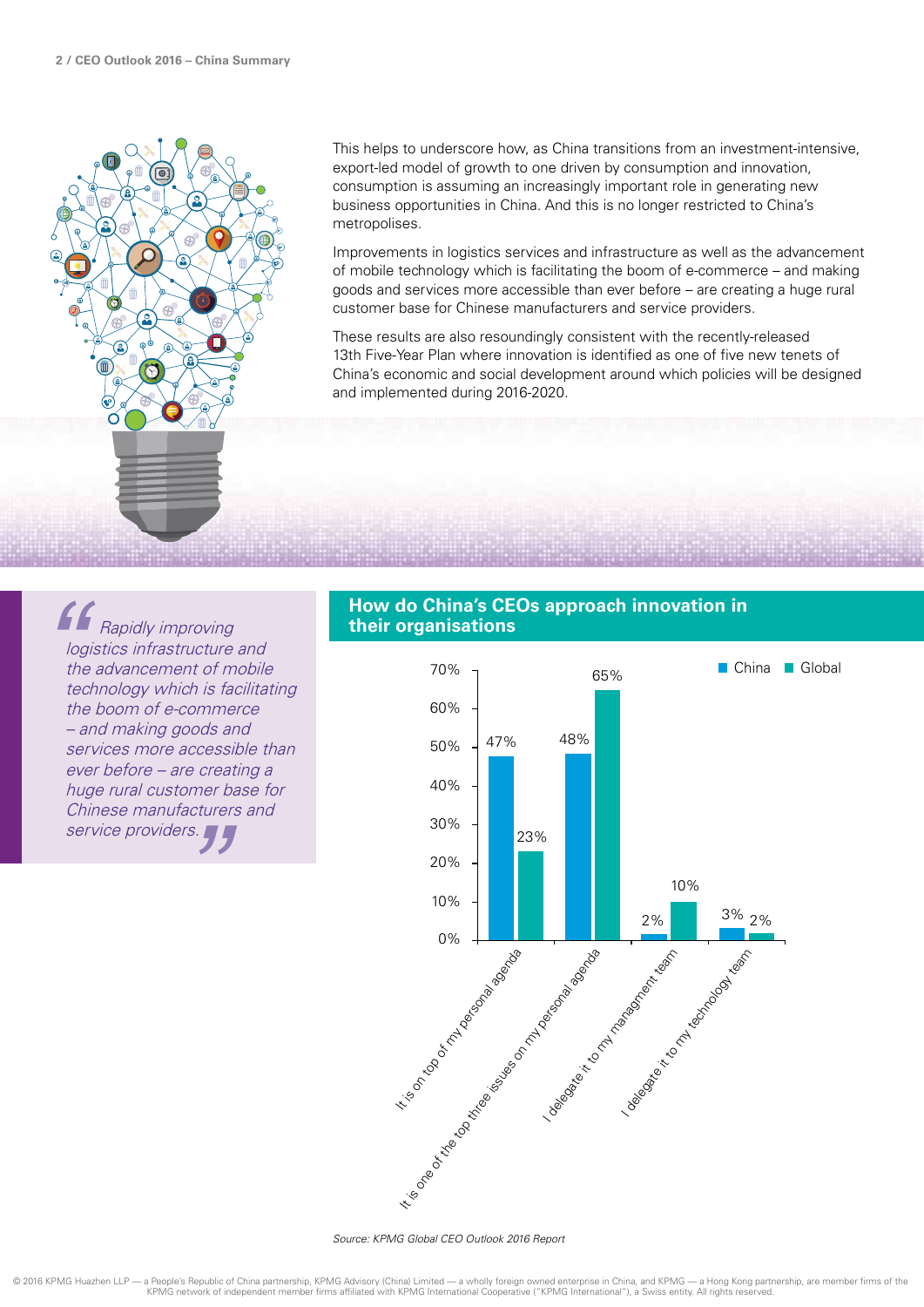This helps to underscore how, as China transitions from an investment-intensive, export-led model of growth to one driven by consumption and innovation, consumption is assuming an increasingly important role in generating new business opportunities in China. And this is no longer restricted to China's metropolises.

Improvements in logistics services and infrastructure as well as the advancement of mobile technology which is facilitating the boom of e-commerce – and making goods and services more accessible than ever before – are creating a huge rural customer base for Chinese manufacturers and service providers.

These results are also resoundingly consistent with the recently-released 13th Five-Year Plan where innovation is identified as one of five new tenets of China's economic and social development around which policies will be designed and implemented during 2016-2020.

> *"Rapidly improving logistics infrastructure and the advancement of mobile technology which is facilitating the boom of e-commerce – and making goods and services more accessible than ever before – are creating a huge rural customer base for Chinese manufacturers and service providers."*

## How do China's CEOs approach innovation in their organisations

| | China | Global |
|---|---|---|
| It is on top of my personal agenda | 47% | 23% |
| It is one of the top three issues on my personal agenda | 48% | 65% |
| I delegate it to my management team | 2% | 10% |
| I delegate it to my technology team | 3% | 2% |

*Source: KPMG Global CEO Outlook 2016 Report*

© 2016 KPMG Huazhen LLP — a People's Republic of China partnership, KPMG Advisory (China) Limited — a wholly foreign owned enterprise in China, and KPMG — a Hong Kong partnership, are member firms of the KPMG network of independent member firms affiliated with KPMG International Cooperative ("KPMG International"), a Swiss entity. All rights reserved.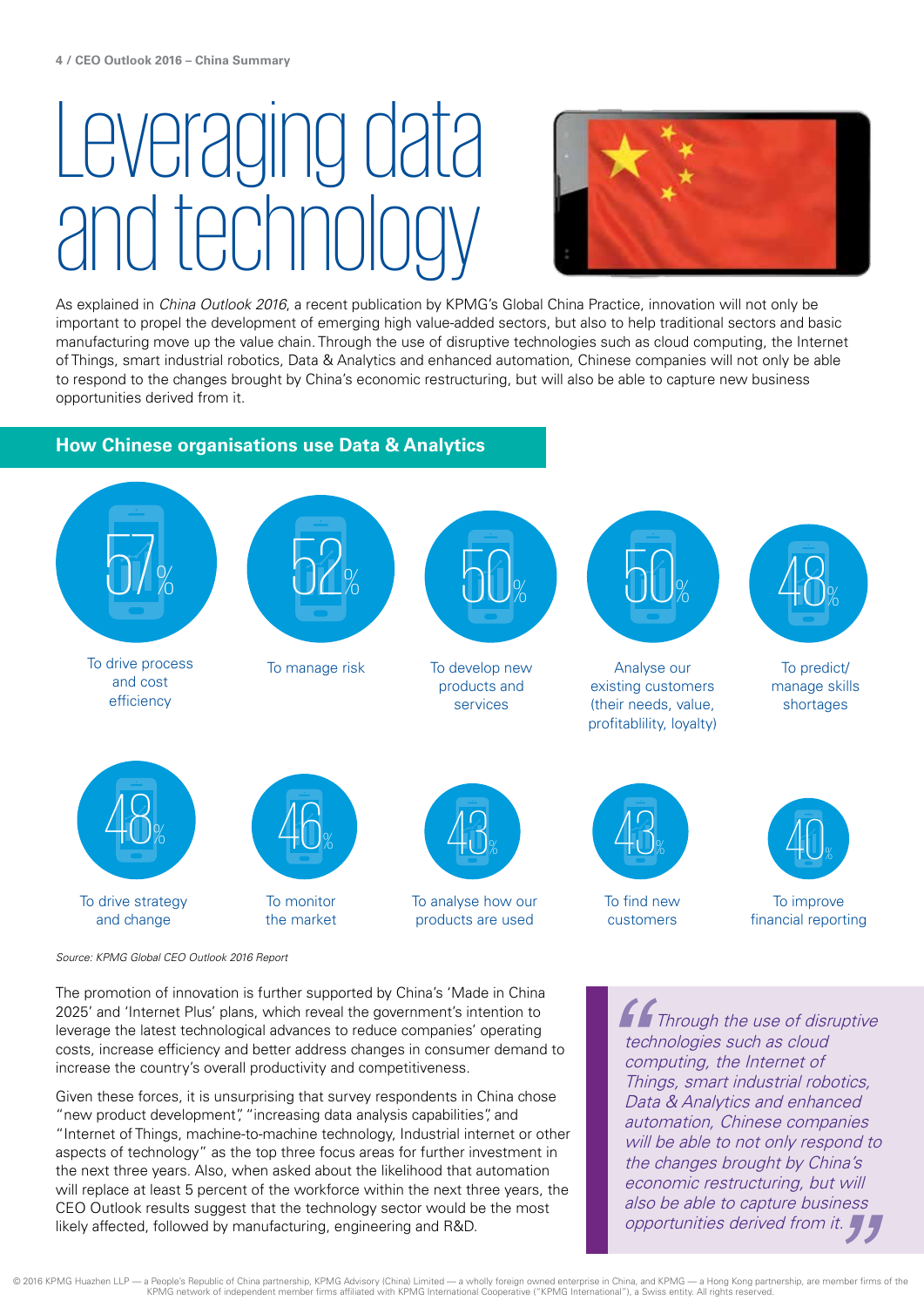# Leveraging data and technology

As explained in *China Outlook 2016*, a recent publication by KPMG's Global China Practice, innovation will not only be important to propel the development of emerging high value-added sectors, but also to help traditional sectors and basic manufacturing move up the value chain. Through the use of disruptive technologies such as cloud computing, the Internet of Things, smart industrial robotics, Data & Analytics and enhanced automation, Chinese companies will not only be able to respond to the changes brought by China's economic restructuring, but will also be able to capture new business opportunities derived from it.

## How Chinese organisations use Data & Analytics

- 57% — To drive process and cost efficiency
- 52% — To manage risk
- 50% — To develop new products and services
- 50% — Analyse our existing customers (their needs, value, profitablility, loyalty)
- 48% — To predict/ manage skills shortages
- 48% — To drive strategy and change
- 46% — To monitor the market
- 43% — To analyse how our products are used
- 43% — To find new customers
- 40% — To improve financial reporting

*Source: KPMG Global CEO Outlook 2016 Report*

The promotion of innovation is further supported by China's 'Made in China 2025' and 'Internet Plus' plans, which reveal the government's intention to leverage the latest technological advances to reduce companies' operating costs, increase efficiency and better address changes in consumer demand to increase the country's overall productivity and competitiveness.

Given these forces, it is unsurprising that survey respondents in China chose "new product development", "increasing data analysis capabilities", and "Internet of Things, machine-to-machine technology, Industrial internet or other aspects of technology" as the top three focus areas for further investment in the next three years. Also, when asked about the likelihood that automation will replace at least 5 percent of the workforce within the next three years, the CEO Outlook results suggest that the technology sector would be the most likely affected, followed by manufacturing, engineering and R&D.

> *"Through the use of disruptive technologies such as cloud computing, the Internet of Things, smart industrial robotics, Data & Analytics and enhanced automation, Chinese companies will be able to not only respond to the changes brought by China's economic restructuring, but will also be able to capture business opportunities derived from it."*

© 2016 KPMG Huazhen LLP — a People's Republic of China partnership, KPMG Advisory (China) Limited — a wholly foreign owned enterprise in China, and KPMG — a Hong Kong partnership, are member firms of the KPMG network of independent member firms affiliated with KPMG International Cooperative ("KPMG International"), a Swiss entity. All rights reserved.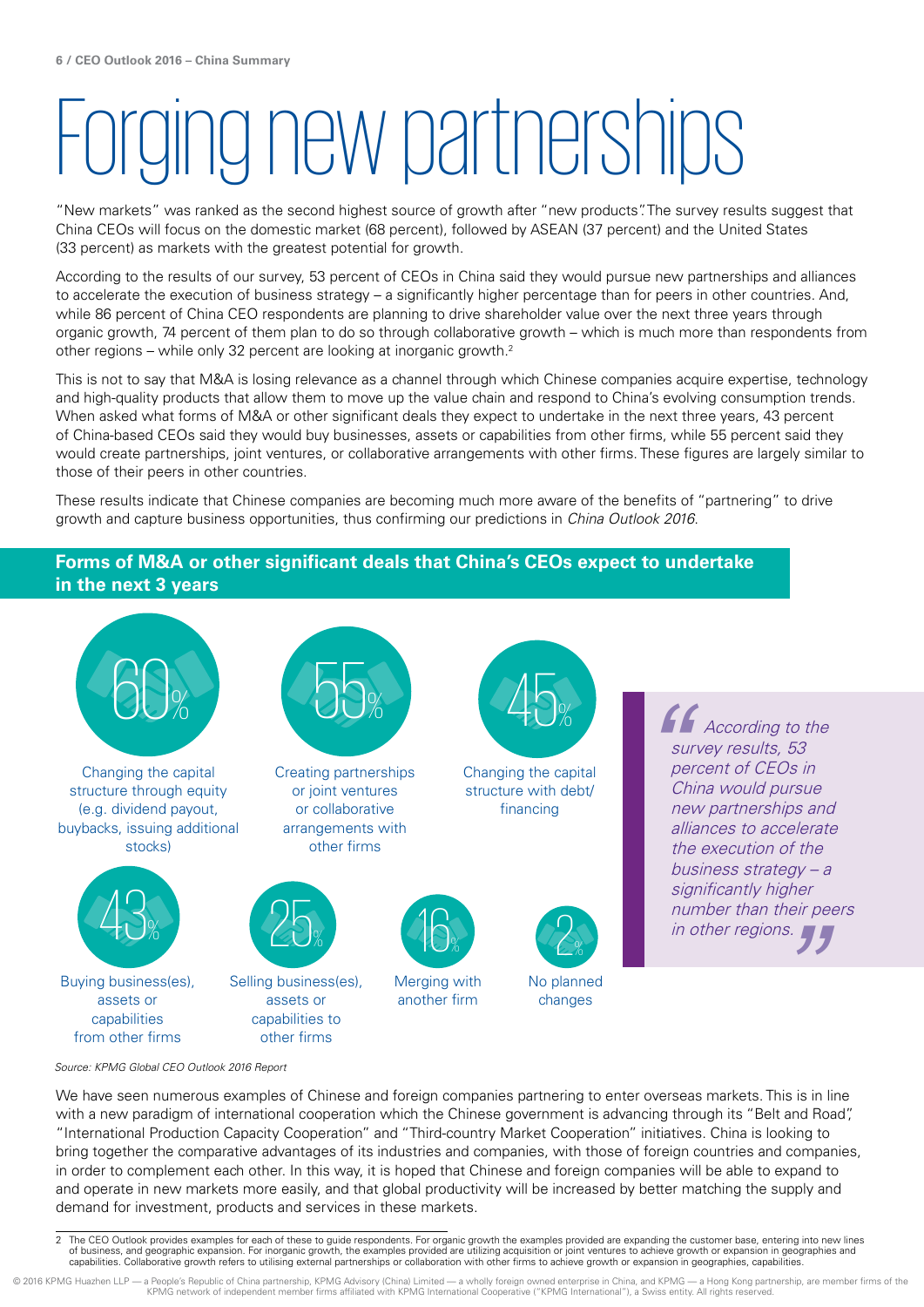# Forging new partnerships

"New markets" was ranked as the second highest source of growth after "new products". The survey results suggest that China CEOs will focus on the domestic market (68 percent), followed by ASEAN (37 percent) and the United States (33 percent) as markets with the greatest potential for growth.

According to the results of our survey, 53 percent of CEOs in China said they would pursue new partnerships and alliances to accelerate the execution of business strategy – a significantly higher percentage than for peers in other countries. And, while 86 percent of China CEO respondents are planning to drive shareholder value over the next three years through organic growth, 74 percent of them plan to do so through collaborative growth – which is much more than respondents from other regions – while only 32 percent are looking at inorganic growth.[2]

This is not to say that M&A is losing relevance as a channel through which Chinese companies acquire expertise, technology and high-quality products that allow them to move up the value chain and respond to China's evolving consumption trends. When asked what forms of M&A or other significant deals they expect to undertake in the next three years, 43 percent of China-based CEOs said they would buy businesses, assets or capabilities from other firms, while 55 percent said they would create partnerships, joint ventures, or collaborative arrangements with other firms. These figures are largely similar to those of their peers in other countries.

These results indicate that Chinese companies are becoming much more aware of the benefits of "partnering" to drive growth and capture business opportunities, thus confirming our predictions in *China Outlook 2016*.

## Forms of M&A or other significant deals that China's CEOs expect to undertake in the next 3 years

- 60% – Changing the capital structure through equity (e.g. dividend payout, buybacks, issuing additional stocks)
- 55% – Creating partnerships or joint ventures or collaborative arrangements with other firms
- 45% – Changing the capital structure with debt/ financing
- 43% – Buying business(es), assets or capabilities from other firms
- 25% – Selling business(es), assets or capabilities to other firms
- 16% – Merging with another firm
- 2% – No planned changes

*Source: KPMG Global CEO Outlook 2016 Report*

> *"According to the survey results, 53 percent of CEOs in China would pursue new partnerships and alliances to accelerate the execution of the business strategy – a significantly higher number than their peers in other regions."*

We have seen numerous examples of Chinese and foreign companies partnering to enter overseas markets. This is in line with a new paradigm of international cooperation which the Chinese government is advancing through its "Belt and Road", "International Production Capacity Cooperation" and "Third-country Market Cooperation" initiatives. China is looking to bring together the comparative advantages of its industries and companies, with those of foreign countries and companies, in order to complement each other. In this way, it is hoped that Chinese and foreign companies will be able to expand to and operate in new markets more easily, and that global productivity will be increased by better matching the supply and demand for investment, products and services in these markets.

---

2 The CEO Outlook provides examples for each of these to guide respondents. For organic growth the examples provided are expanding the customer base, entering into new lines of business, and geographic expansion. For inorganic growth, the examples provided are utilizing acquisition or joint ventures to achieve growth or expansion in geographies and capabilities. Collaborative growth refers to utilising external partnerships or collaboration with other firms to achieve growth or expansion in geographies, capabilities.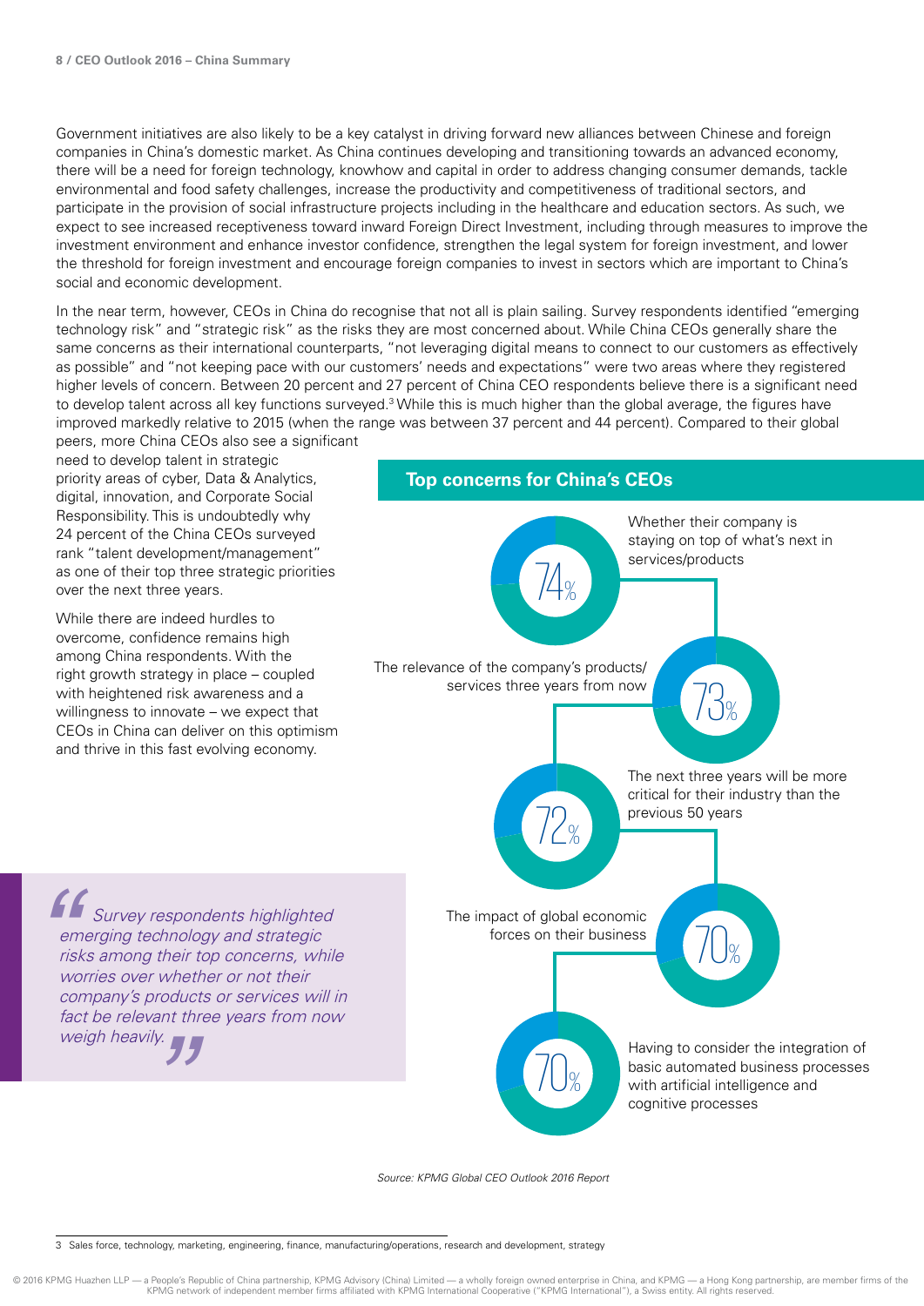Government initiatives are also likely to be a key catalyst in driving forward new alliances between Chinese and foreign companies in China's domestic market. As China continues developing and transitioning towards an advanced economy, there will be a need for foreign technology, knowhow and capital in order to address changing consumer demands, tackle environmental and food safety challenges, increase the productivity and competitiveness of traditional sectors, and participate in the provision of social infrastructure projects including in the healthcare and education sectors. As such, we expect to see increased receptiveness toward inward Foreign Direct Investment, including through measures to improve the investment environment and enhance investor confidence, strengthen the legal system for foreign investment, and lower the threshold for foreign investment and encourage foreign companies to invest in sectors which are important to China's social and economic development.

In the near term, however, CEOs in China do recognise that not all is plain sailing. Survey respondents identified "emerging technology risk" and "strategic risk" as the risks they are most concerned about. While China CEOs generally share the same concerns as their international counterparts, "not leveraging digital means to connect to our customers as effectively as possible" and "not keeping pace with our customers' needs and expectations" were two areas where they registered higher levels of concern. Between 20 percent and 27 percent of China CEO respondents believe there is a significant need to develop talent across all key functions surveyed.[3] While this is much higher than the global average, the figures have improved markedly relative to 2015 (when the range was between 37 percent and 44 percent). Compared to their global peers, more China CEOs also see a significant need to develop talent in strategic priority areas of cyber, Data & Analytics, digital, innovation, and Corporate Social Responsibility. This is undoubtedly why 24 percent of the China CEOs surveyed rank "talent development/management" as one of their top three strategic priorities over the next three years.

While there are indeed hurdles to overcome, confidence remains high among China respondents. With the right growth strategy in place – coupled with heightened risk awareness and a willingness to innovate – we expect that CEOs in China can deliver on this optimism and thrive in this fast evolving economy.

> *"Survey respondents highlighted emerging technology and strategic risks among their top concerns, while worries over whether or not their company's products or services will in fact be relevant three years from now weigh heavily."*

## Top concerns for China's CEOs

- **74%** Whether their company is staying on top of what's next in services/products
- **73%** The relevance of the company's products/services three years from now
- **72%** The next three years will be more critical for their industry than the previous 50 years
- **70%** The impact of global economic forces on their business
- **70%** Having to consider the integration of basic automated business processes with artificial intelligence and cognitive processes

*Source: KPMG Global CEO Outlook 2016 Report*

---

3 Sales force, technology, marketing, engineering, finance, manufacturing/operations, research and development, strategy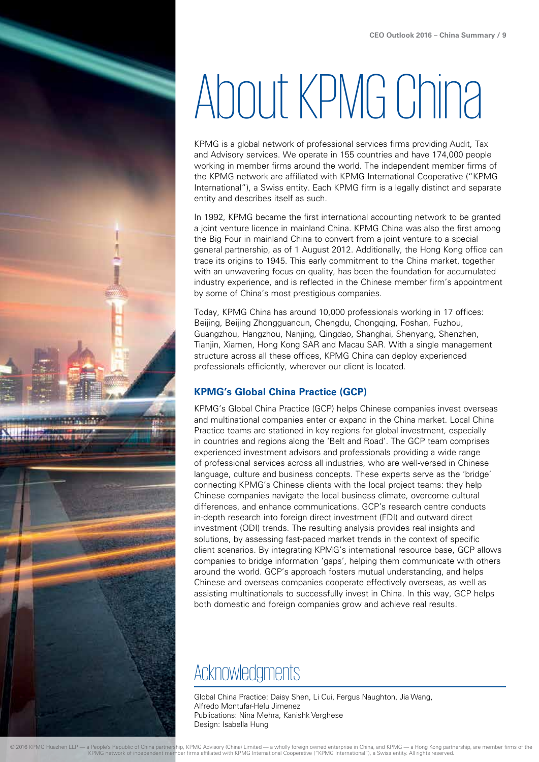# About KPMG China

KPMG is a global network of professional services firms providing Audit, Tax and Advisory services. We operate in 155 countries and have 174,000 people working in member firms around the world. The independent member firms of the KPMG network are affiliated with KPMG International Cooperative ("KPMG International"), a Swiss entity. Each KPMG firm is a legally distinct and separate entity and describes itself as such.

In 1992, KPMG became the first international accounting network to be granted a joint venture licence in mainland China. KPMG China was also the first among the Big Four in mainland China to convert from a joint venture to a special general partnership, as of 1 August 2012. Additionally, the Hong Kong office can trace its origins to 1945. This early commitment to the China market, together with an unwavering focus on quality, has been the foundation for accumulated industry experience, and is reflected in the Chinese member firm's appointment by some of China's most prestigious companies.

Today, KPMG China has around 10,000 professionals working in 17 offices: Beijing, Beijing Zhongguancun, Chengdu, Chongqing, Foshan, Fuzhou, Guangzhou, Hangzhou, Nanjing, Qingdao, Shanghai, Shenyang, Shenzhen, Tianjin, Xiamen, Hong Kong SAR and Macau SAR. With a single management structure across all these offices, KPMG China can deploy experienced professionals efficiently, wherever our client is located.

### KPMG's Global China Practice (GCP)

KPMG's Global China Practice (GCP) helps Chinese companies invest overseas and multinational companies enter or expand in the China market. Local China Practice teams are stationed in key regions for global investment, especially in countries and regions along the 'Belt and Road'. The GCP team comprises experienced investment advisors and professionals providing a wide range of professional services across all industries, who are well-versed in Chinese language, culture and business concepts. These experts serve as the 'bridge' connecting KPMG's Chinese clients with the local project teams: they help Chinese companies navigate the local business climate, overcome cultural differences, and enhance communications. GCP's research centre conducts in-depth research into foreign direct investment (FDI) and outward direct investment (ODI) trends. The resulting analysis provides real insights and solutions, by assessing fast-paced market trends in the context of specific client scenarios. By integrating KPMG's international resource base, GCP allows companies to bridge information 'gaps', helping them communicate with others around the world. GCP's approach fosters mutual understanding, and helps Chinese and overseas companies cooperate effectively overseas, as well as assisting multinationals to successfully invest in China. In this way, GCP helps both domestic and foreign companies grow and achieve real results.

## Acknowledgments

Global China Practice: Daisy Shen, Li Cui, Fergus Naughton, Jia Wang, Alfredo Montufar-Helu Jimenez
Publications: Nina Mehra, Kanishk Verghese
Design: Isabella Hung

© 2016 KPMG Huazhen LLP — a People's Republic of China partnership, KPMG Advisory (China) Limited — a wholly foreign owned enterprise in China, and KPMG — a Hong Kong partnership, are member firms of the KPMG network of independent member firms affiliated with KPMG International Cooperative ("KPMG International"), a Swiss entity. All rights reserved.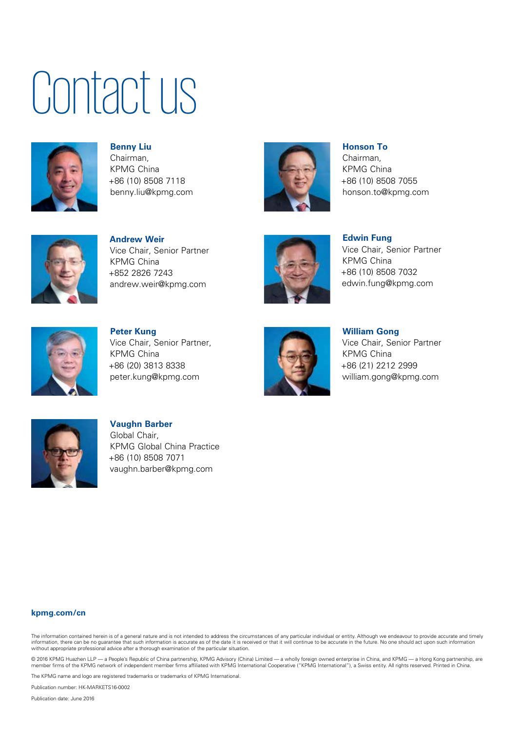# Contact us

**Benny Liu**
Chairman,
KPMG China
+86 (10) 8508 7118
benny.liu@kpmg.com

**Honson To**
Chairman,
KPMG China
+86 (10) 8508 7055
honson.to@kpmg.com

**Andrew Weir**
Vice Chair, Senior Partner
KPMG China
+852 2826 7243
andrew.weir@kpmg.com

**Edwin Fung**
Vice Chair, Senior Partner
KPMG China
+86 (10) 8508 7032
edwin.fung@kpmg.com

**Peter Kung**
Vice Chair, Senior Partner,
KPMG China
+86 (20) 3813 8338
peter.kung@kpmg.com

**William Gong**
Vice Chair, Senior Partner
KPMG China
+86 (21) 2212 2999
william.gong@kpmg.com

**Vaughn Barber**
Global Chair,
KPMG Global China Practice
+86 (10) 8508 7071
vaughn.barber@kpmg.com

**kpmg.com/cn**

The information contained herein is of a general nature and is not intended to address the circumstances of any particular individual or entity. Although we endeavour to provide accurate and timely information, there can be no guarantee that such information is accurate as of the date it is received or that it will continue to be accurate in the future. No one should act upon such information without appropriate professional advice after a thorough examination of the particular situation.

© 2016 KPMG Huazhen LLP — a People's Republic of China partnership, KPMG Advisory (China) Limited — a wholly foreign owned enterprise in China, and KPMG — a Hong Kong partnership, are member firms of the KPMG network of independent member firms affiliated with KPMG International Cooperative ("KPMG International"), a Swiss entity. All rights reserved. Printed in China.

The KPMG name and logo are registered trademarks or trademarks of KPMG International.

Publication number: HK-MARKETS16-0002

Publication date: June 2016